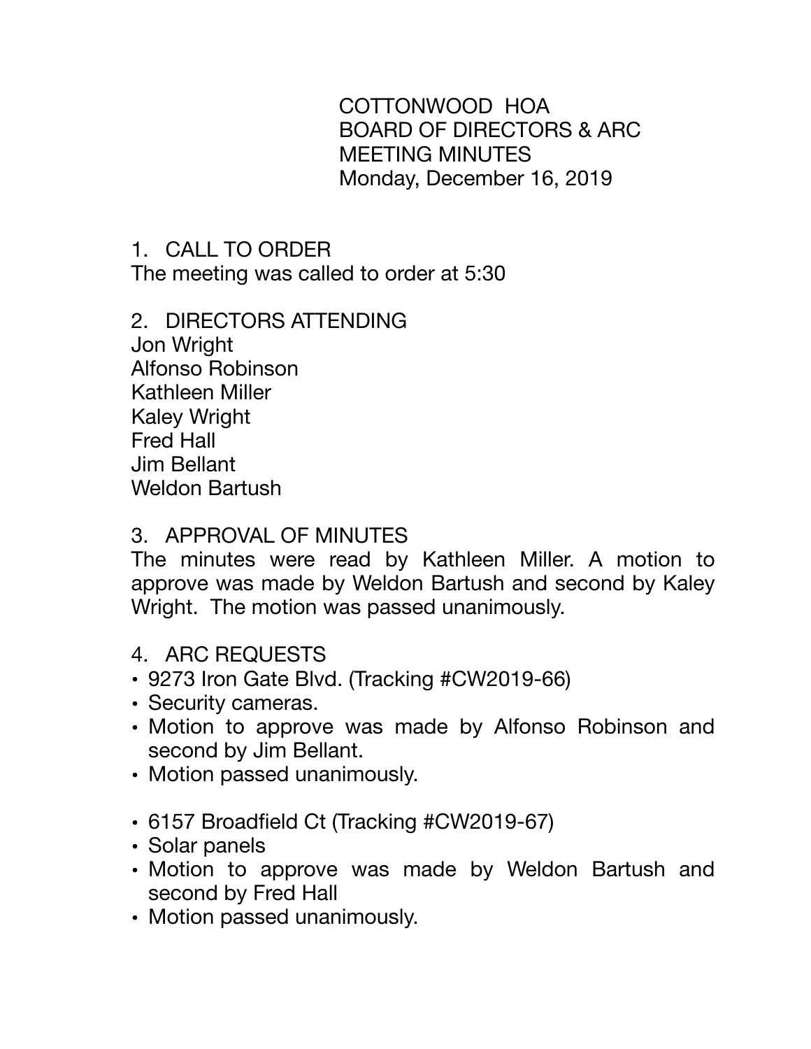COTTONWOOD HOA
BOARD OF DIRECTORS & ARC
MEETING MINUTES
Monday, December 16, 2019

1. CALL TO ORDER

The meeting was called to order at 5:30

2. DIRECTORS ATTENDING

Jon Wright
Alfonso Robinson
Kathleen Miller
Kaley Wright
Fred Hall
Jim Bellant
Weldon Bartush

3. APPROVAL OF MINUTES

The minutes were read by Kathleen Miller. A motion to approve was made by Weldon Bartush and second by Kaley Wright. The motion was passed unanimously.

4. ARC REQUESTS

- 9273 Iron Gate Blvd. (Tracking #CW2019-66)
- Security cameras.
- Motion to approve was made by Alfonso Robinson and second by Jim Bellant.
- Motion passed unanimously.

- 6157 Broadfield Ct (Tracking #CW2019-67)
- Solar panels
- Motion to approve was made by Weldon Bartush and second by Fred Hall
- Motion passed unanimously.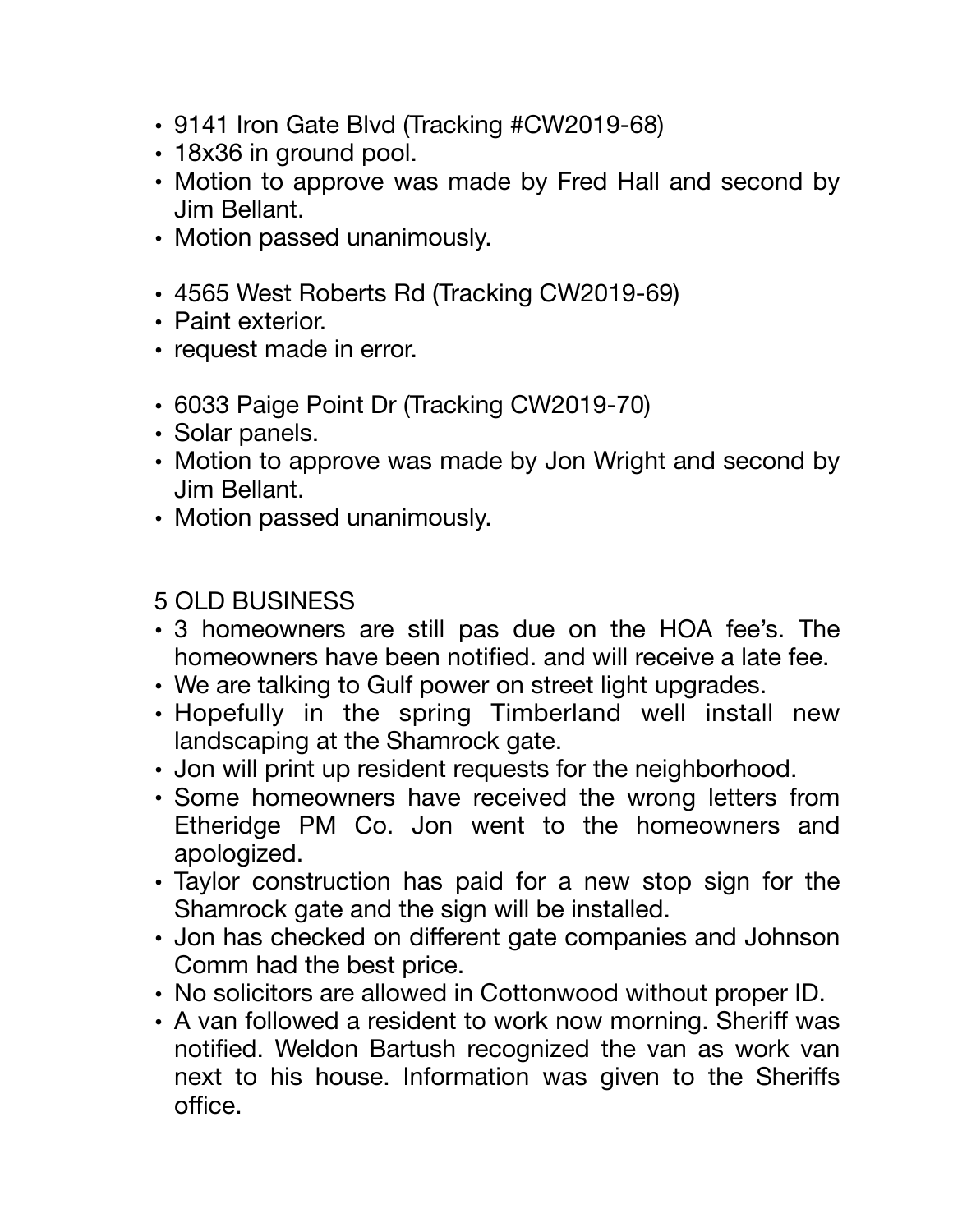- 9141 Iron Gate Blvd (Tracking #CW2019-68)
- 18x36 in ground pool.
- Motion to approve was made by Fred Hall and second by Jim Bellant.
- Motion passed unanimously.

- 4565 West Roberts Rd (Tracking CW2019-69)
- Paint exterior.
- request made in error.

- 6033 Paige Point Dr (Tracking CW2019-70)
- Solar panels.
- Motion to approve was made by Jon Wright and second by Jim Bellant.
- Motion passed unanimously.

5 OLD BUSINESS

- 3 homeowners are still pas due on the HOA fee's. The homeowners have been notified. and will receive a late fee.
- We are talking to Gulf power on street light upgrades.
- Hopefully in the spring Timberland well install new landscaping at the Shamrock gate.
- Jon will print up resident requests for the neighborhood.
- Some homeowners have received the wrong letters from Etheridge PM Co. Jon went to the homeowners and apologized.
- Taylor construction has paid for a new stop sign for the Shamrock gate and the sign will be installed.
- Jon has checked on different gate companies and Johnson Comm had the best price.
- No solicitors are allowed in Cottonwood without proper ID.
- A van followed a resident to work now morning. Sheriff was notified. Weldon Bartush recognized the van as work van next to his house. Information was given to the Sheriffs office.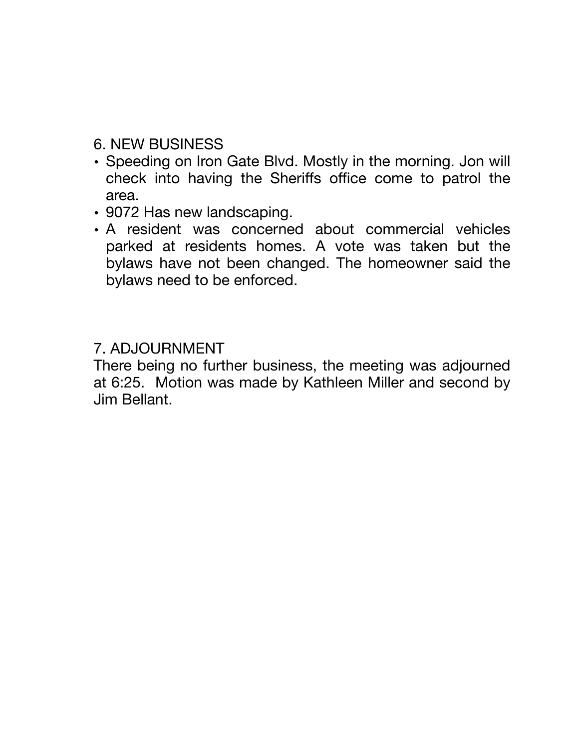## 6. NEW BUSINESS

- Speeding on Iron Gate Blvd. Mostly in the morning. Jon will check into having the Sheriffs office come to patrol the area.
- 9072 Has new landscaping.
- A resident was concerned about commercial vehicles parked at residents homes. A vote was taken but the bylaws have not been changed. The homeowner said the bylaws need to be enforced.

## 7. ADJOURNMENT

There being no further business, the meeting was adjourned at 6:25. Motion was made by Kathleen Miller and second by Jim Bellant.